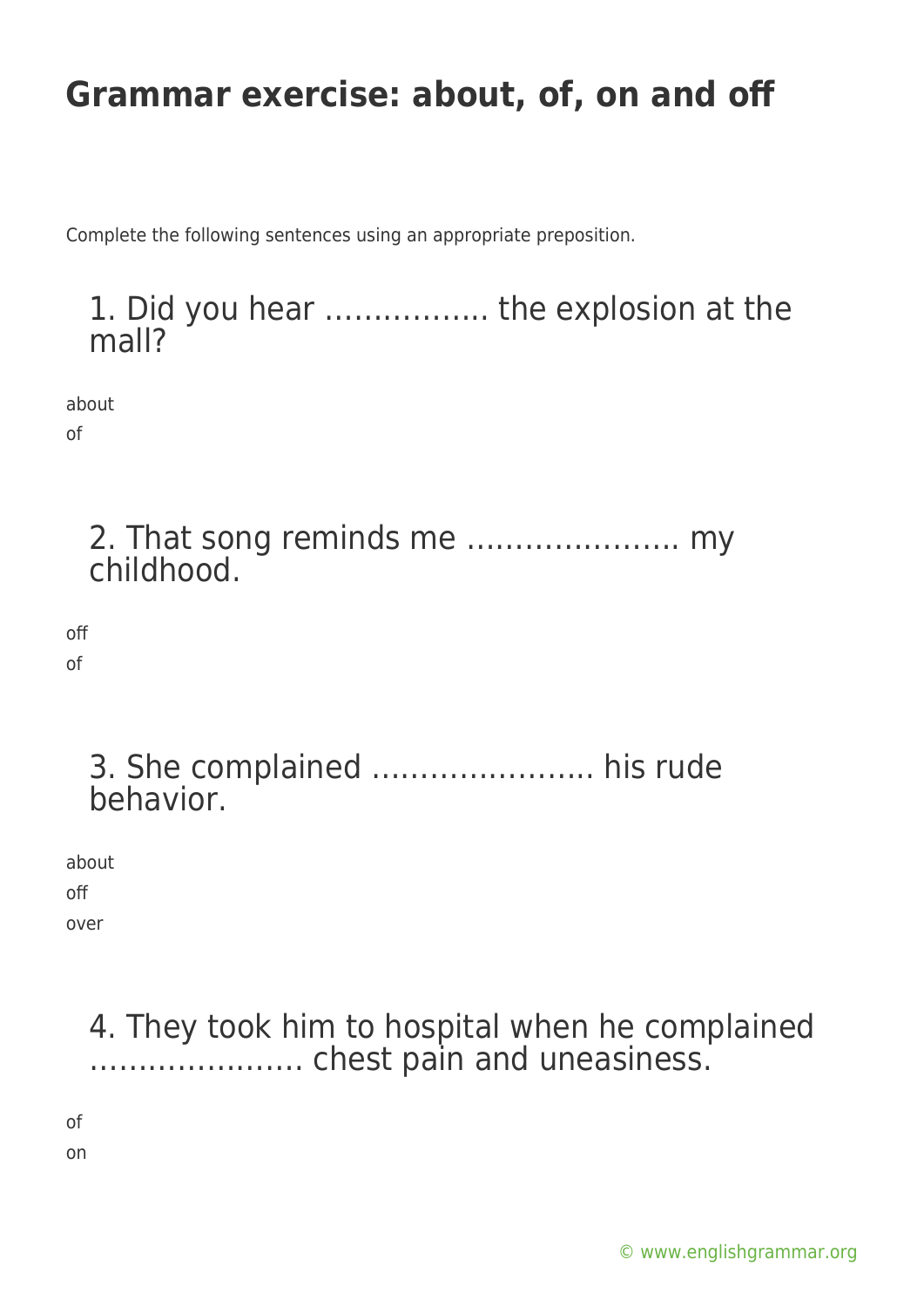# Grammar exercise: about, of, on and off

Complete the following sentences using an appropriate preposition.

### 1. Did you hear …………….. the explosion at the mall?

about

of

### 2. That song reminds me …………………. my childhood.

off

of

### 3. She complained ………………….. his rude behavior.

about

off

over

### 4. They took him to hospital when he complained …………………. chest pain and uneasiness.

of

on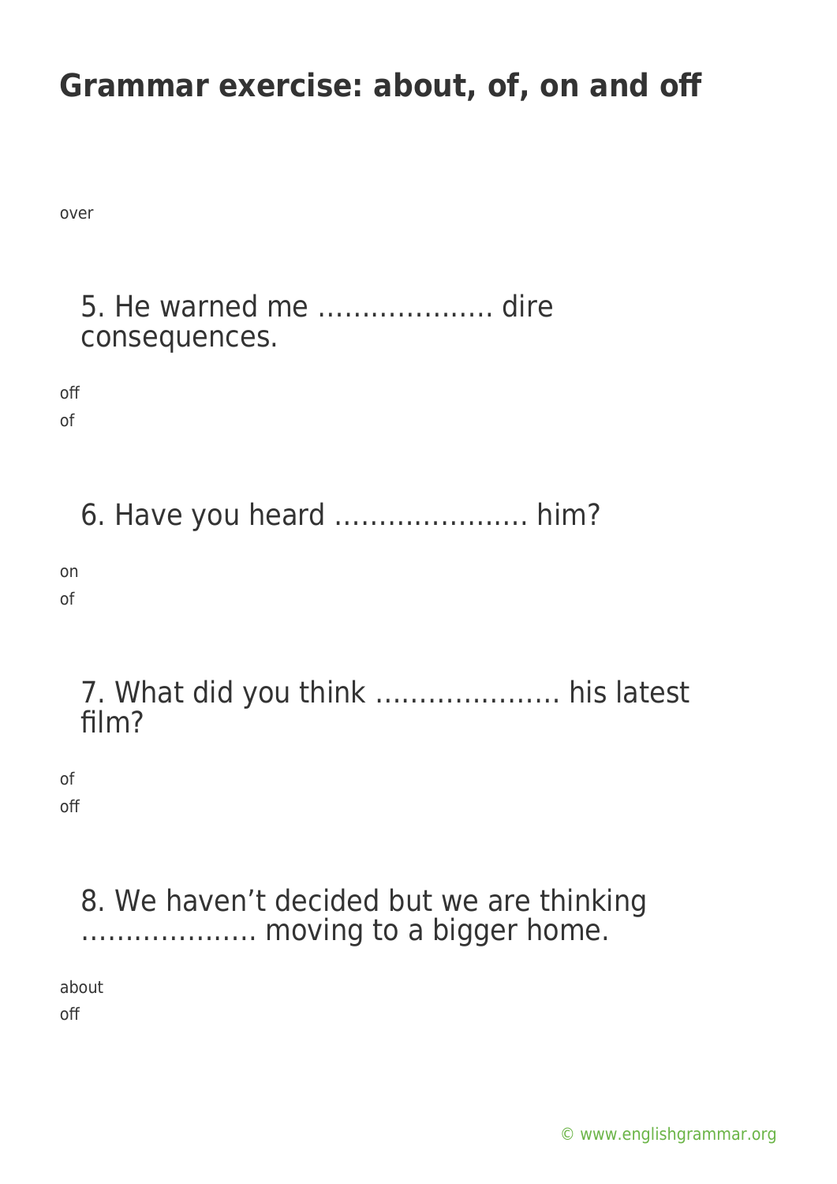# Grammar exercise: about, of, on and off

over

5. He warned me ……………….. dire consequences.

off

of

6. Have you heard …………………. him?

on

of

7. What did you think ………………… his latest film?

of

off

8. We haven't decided but we are thinking ………………. moving to a bigger home.

about

off

© www.englishgrammar.org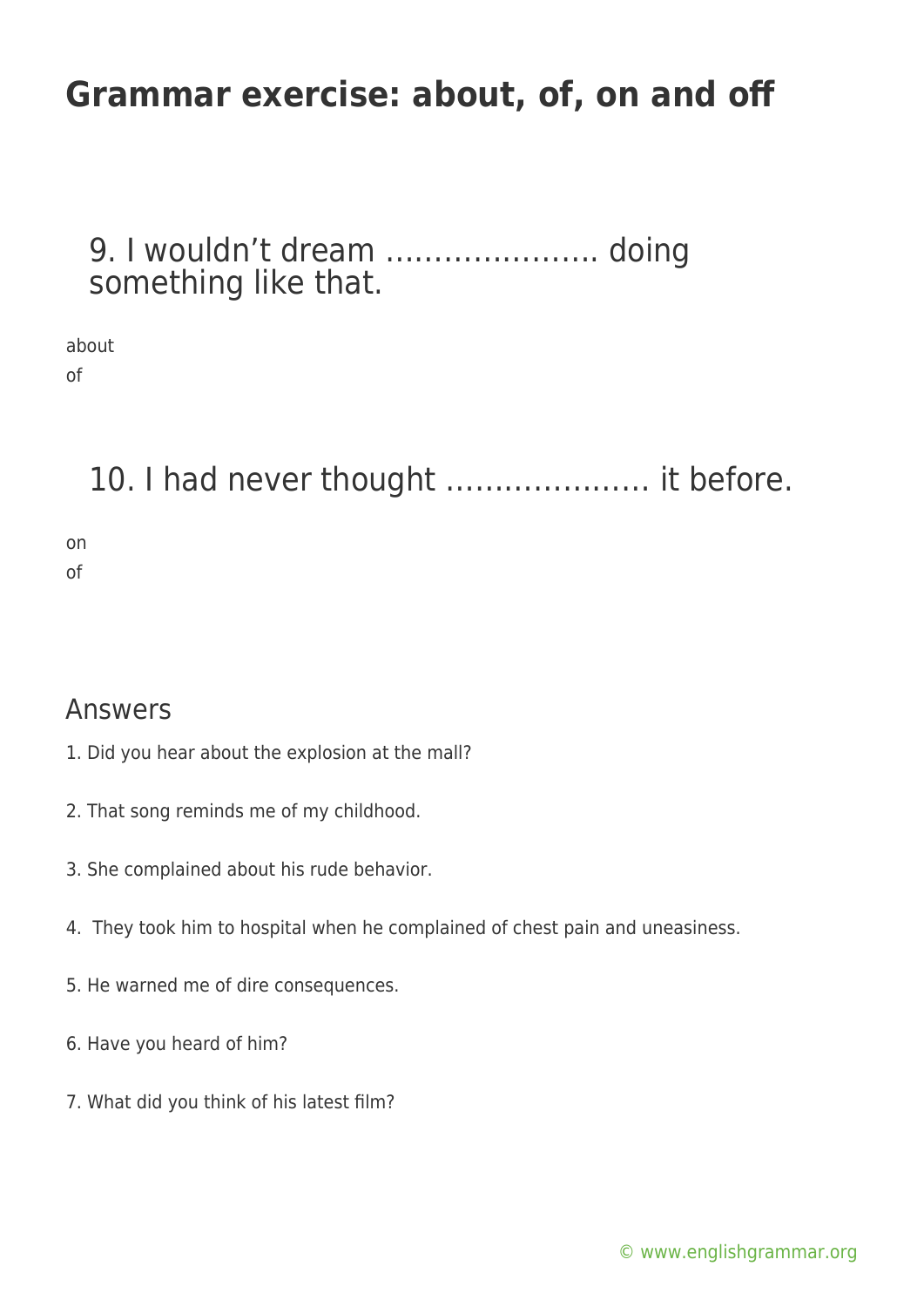# Grammar exercise: about, of, on and off

## 9. I wouldn't dream …………………. doing something like that.

about

of

## 10. I had never thought ………………… it before.

on

of

## Answers

1. Did you hear about the explosion at the mall?

2. That song reminds me of my childhood.

3. She complained about his rude behavior.

4. They took him to hospital when he complained of chest pain and uneasiness.

5. He warned me of dire consequences.

6. Have you heard of him?

7. What did you think of his latest film?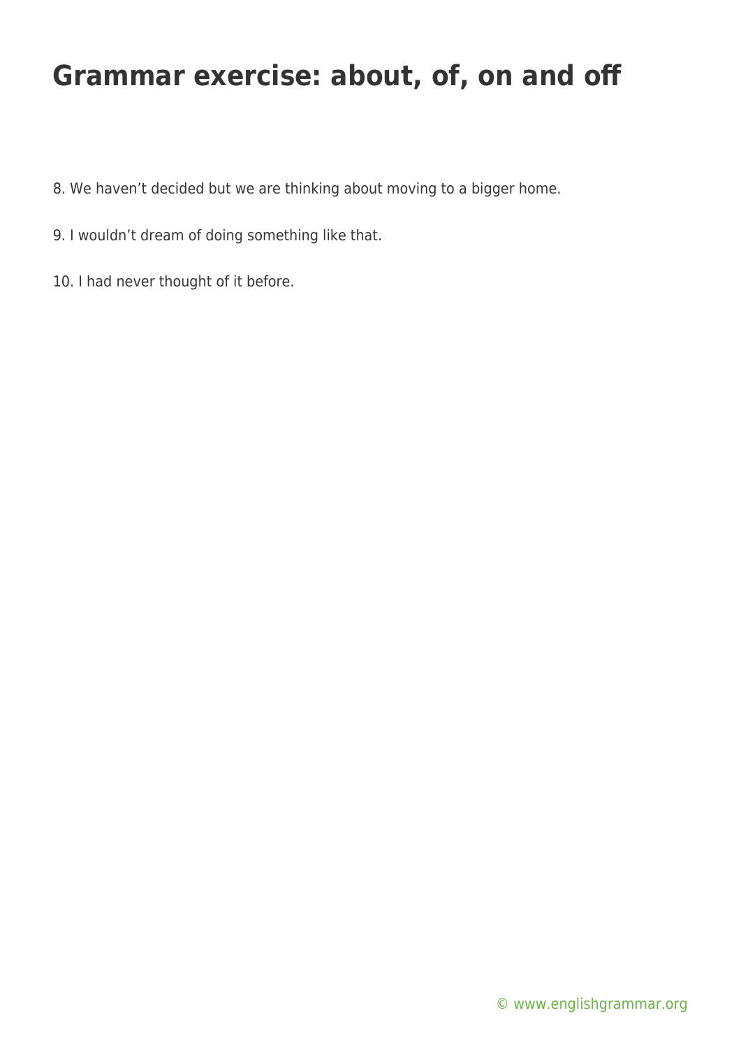# Grammar exercise: about, of, on and off

8. We haven't decided but we are thinking about moving to a bigger home.

9. I wouldn't dream of doing something like that.

10. I had never thought of it before.